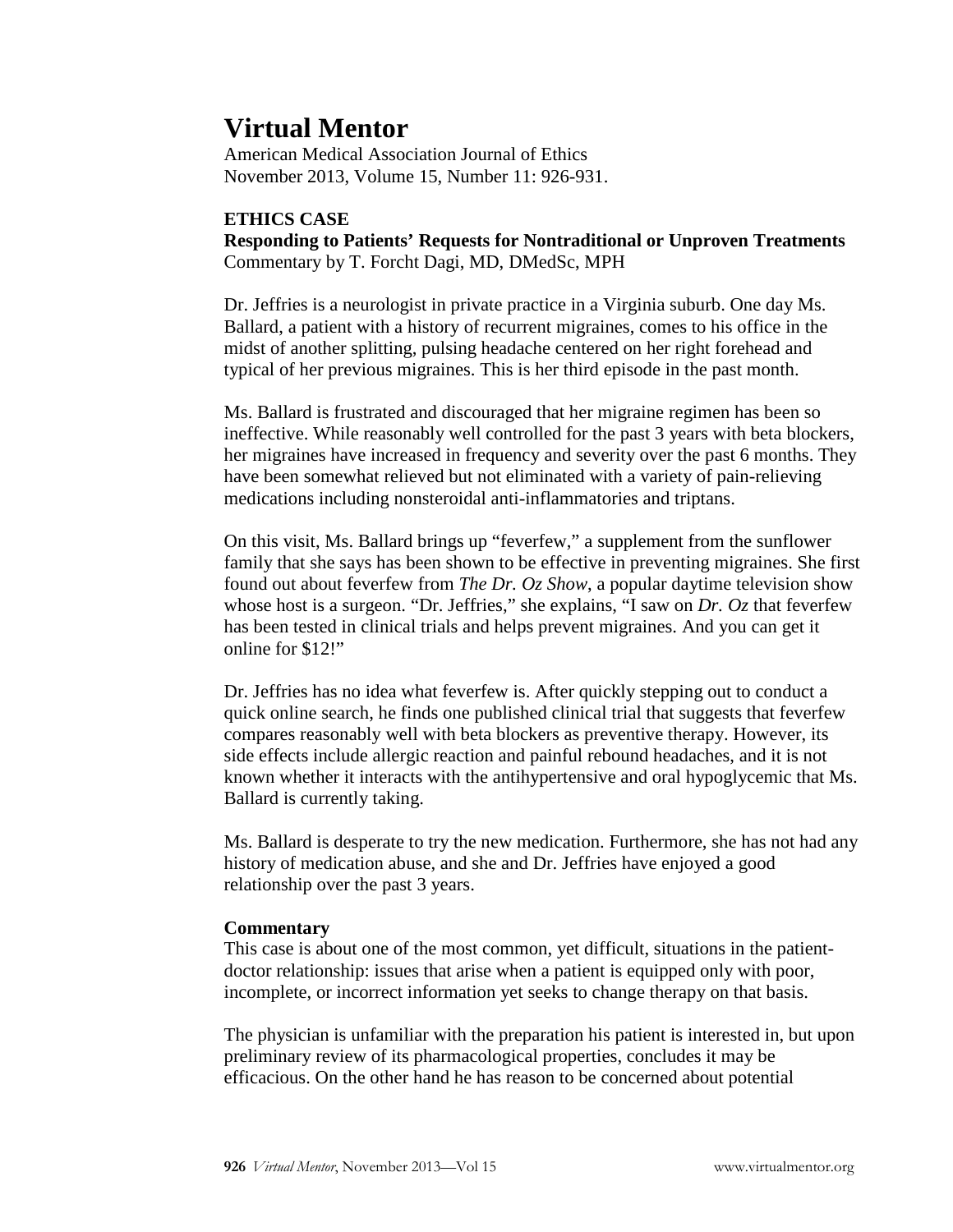# Virtual Mentor

American Medical Association Journal of Ethics
November 2013, Volume 15, Number 11: 926-931.

**ETHICS CASE**
**Responding to Patients' Requests for Nontraditional or Unproven Treatments**
Commentary by T. Forcht Dagi, MD, DMedSc, MPH

Dr. Jeffries is a neurologist in private practice in a Virginia suburb. One day Ms. Ballard, a patient with a history of recurrent migraines, comes to his office in the midst of another splitting, pulsing headache centered on her right forehead and typical of her previous migraines. This is her third episode in the past month.

Ms. Ballard is frustrated and discouraged that her migraine regimen has been so ineffective. While reasonably well controlled for the past 3 years with beta blockers, her migraines have increased in frequency and severity over the past 6 months. They have been somewhat relieved but not eliminated with a variety of pain-relieving medications including nonsteroidal anti-inflammatories and triptans.

On this visit, Ms. Ballard brings up "feverfew," a supplement from the sunflower family that she says has been shown to be effective in preventing migraines. She first found out about feverfew from *The Dr. Oz Show*, a popular daytime television show whose host is a surgeon. "Dr. Jeffries," she explains, "I saw on *Dr. Oz* that feverfew has been tested in clinical trials and helps prevent migraines. And you can get it online for $12!"

Dr. Jeffries has no idea what feverfew is. After quickly stepping out to conduct a quick online search, he finds one published clinical trial that suggests that feverfew compares reasonably well with beta blockers as preventive therapy. However, its side effects include allergic reaction and painful rebound headaches, and it is not known whether it interacts with the antihypertensive and oral hypoglycemic that Ms. Ballard is currently taking.

Ms. Ballard is desperate to try the new medication. Furthermore, she has not had any history of medication abuse, and she and Dr. Jeffries have enjoyed a good relationship over the past 3 years.

**Commentary**

This case is about one of the most common, yet difficult, situations in the patient-doctor relationship: issues that arise when a patient is equipped only with poor, incomplete, or incorrect information yet seeks to change therapy on that basis.

The physician is unfamiliar with the preparation his patient is interested in, but upon preliminary review of its pharmacological properties, concludes it may be efficacious. On the other hand he has reason to be concerned about potential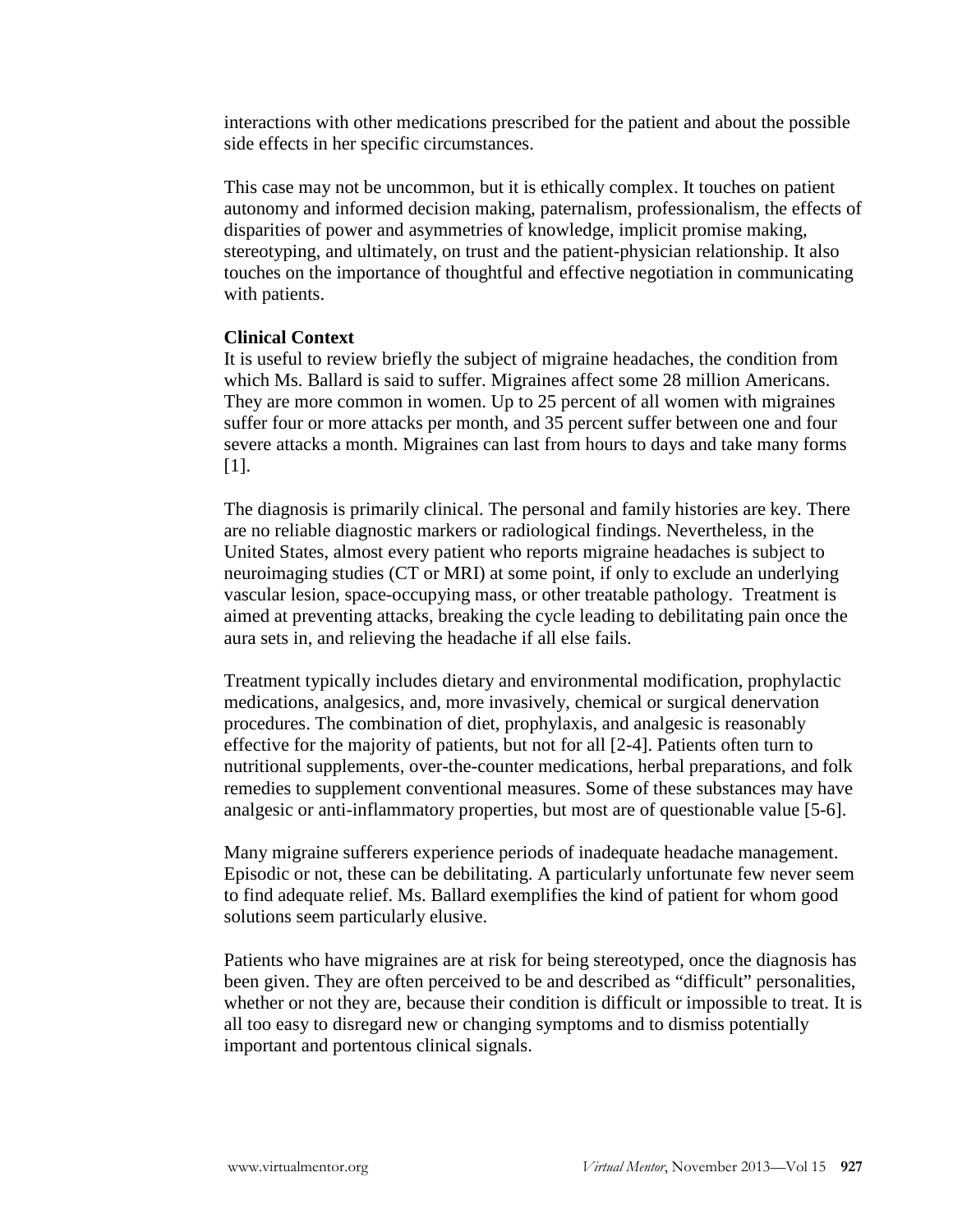interactions with other medications prescribed for the patient and about the possible side effects in her specific circumstances.

This case may not be uncommon, but it is ethically complex. It touches on patient autonomy and informed decision making, paternalism, professionalism, the effects of disparities of power and asymmetries of knowledge, implicit promise making, stereotyping, and ultimately, on trust and the patient-physician relationship. It also touches on the importance of thoughtful and effective negotiation in communicating with patients.

**Clinical Context**

It is useful to review briefly the subject of migraine headaches, the condition from which Ms. Ballard is said to suffer. Migraines affect some 28 million Americans. They are more common in women. Up to 25 percent of all women with migraines suffer four or more attacks per month, and 35 percent suffer between one and four severe attacks a month. Migraines can last from hours to days and take many forms [1].

The diagnosis is primarily clinical. The personal and family histories are key. There are no reliable diagnostic markers or radiological findings. Nevertheless, in the United States, almost every patient who reports migraine headaches is subject to neuroimaging studies (CT or MRI) at some point, if only to exclude an underlying vascular lesion, space-occupying mass, or other treatable pathology. Treatment is aimed at preventing attacks, breaking the cycle leading to debilitating pain once the aura sets in, and relieving the headache if all else fails.

Treatment typically includes dietary and environmental modification, prophylactic medications, analgesics, and, more invasively, chemical or surgical denervation procedures. The combination of diet, prophylaxis, and analgesic is reasonably effective for the majority of patients, but not for all [2-4]. Patients often turn to nutritional supplements, over-the-counter medications, herbal preparations, and folk remedies to supplement conventional measures. Some of these substances may have analgesic or anti-inflammatory properties, but most are of questionable value [5-6].

Many migraine sufferers experience periods of inadequate headache management. Episodic or not, these can be debilitating. A particularly unfortunate few never seem to find adequate relief. Ms. Ballard exemplifies the kind of patient for whom good solutions seem particularly elusive.

Patients who have migraines are at risk for being stereotyped, once the diagnosis has been given. They are often perceived to be and described as "difficult" personalities, whether or not they are, because their condition is difficult or impossible to treat. It is all too easy to disregard new or changing symptoms and to dismiss potentially important and portentous clinical signals.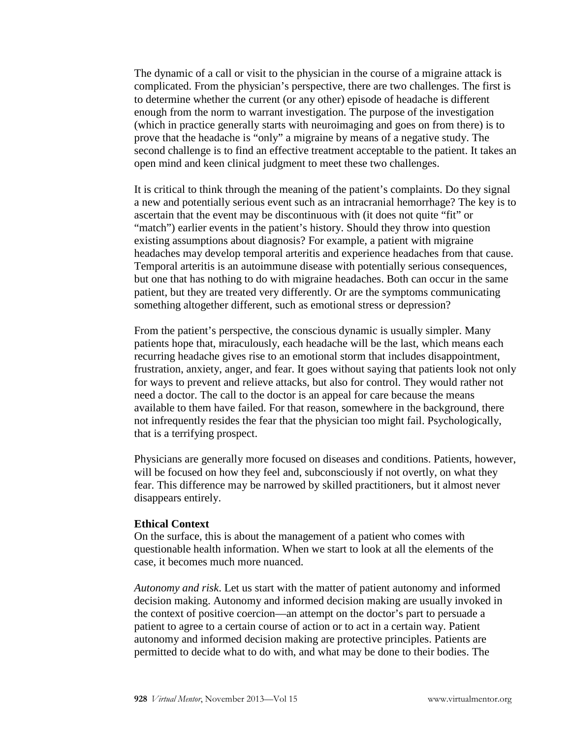The dynamic of a call or visit to the physician in the course of a migraine attack is complicated. From the physician's perspective, there are two challenges. The first is to determine whether the current (or any other) episode of headache is different enough from the norm to warrant investigation. The purpose of the investigation (which in practice generally starts with neuroimaging and goes on from there) is to prove that the headache is "only" a migraine by means of a negative study. The second challenge is to find an effective treatment acceptable to the patient. It takes an open mind and keen clinical judgment to meet these two challenges.

It is critical to think through the meaning of the patient's complaints. Do they signal a new and potentially serious event such as an intracranial hemorrhage? The key is to ascertain that the event may be discontinuous with (it does not quite "fit" or "match") earlier events in the patient's history. Should they throw into question existing assumptions about diagnosis? For example, a patient with migraine headaches may develop temporal arteritis and experience headaches from that cause. Temporal arteritis is an autoimmune disease with potentially serious consequences, but one that has nothing to do with migraine headaches. Both can occur in the same patient, but they are treated very differently. Or are the symptoms communicating something altogether different, such as emotional stress or depression?

From the patient's perspective, the conscious dynamic is usually simpler. Many patients hope that, miraculously, each headache will be the last, which means each recurring headache gives rise to an emotional storm that includes disappointment, frustration, anxiety, anger, and fear. It goes without saying that patients look not only for ways to prevent and relieve attacks, but also for control. They would rather not need a doctor. The call to the doctor is an appeal for care because the means available to them have failed. For that reason, somewhere in the background, there not infrequently resides the fear that the physician too might fail. Psychologically, that is a terrifying prospect.

Physicians are generally more focused on diseases and conditions. Patients, however, will be focused on how they feel and, subconsciously if not overtly, on what they fear. This difference may be narrowed by skilled practitioners, but it almost never disappears entirely.

**Ethical Context**

On the surface, this is about the management of a patient who comes with questionable health information. When we start to look at all the elements of the case, it becomes much more nuanced.

*Autonomy and risk*. Let us start with the matter of patient autonomy and informed decision making. Autonomy and informed decision making are usually invoked in the context of positive coercion—an attempt on the doctor's part to persuade a patient to agree to a certain course of action or to act in a certain way. Patient autonomy and informed decision making are protective principles. Patients are permitted to decide what to do with, and what may be done to their bodies. The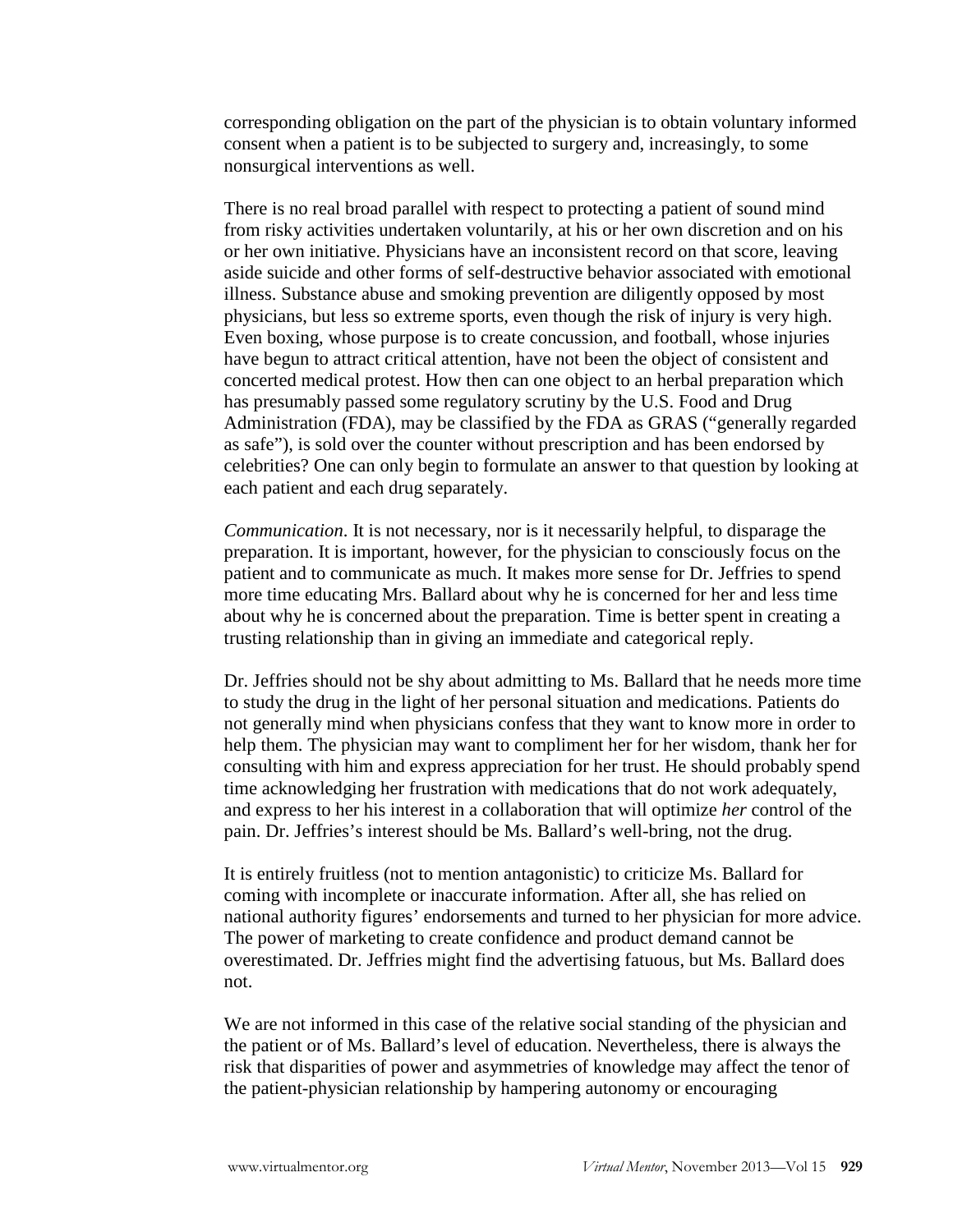corresponding obligation on the part of the physician is to obtain voluntary informed consent when a patient is to be subjected to surgery and, increasingly, to some nonsurgical interventions as well.

There is no real broad parallel with respect to protecting a patient of sound mind from risky activities undertaken voluntarily, at his or her own discretion and on his or her own initiative. Physicians have an inconsistent record on that score, leaving aside suicide and other forms of self-destructive behavior associated with emotional illness. Substance abuse and smoking prevention are diligently opposed by most physicians, but less so extreme sports, even though the risk of injury is very high. Even boxing, whose purpose is to create concussion, and football, whose injuries have begun to attract critical attention, have not been the object of consistent and concerted medical protest. How then can one object to an herbal preparation which has presumably passed some regulatory scrutiny by the U.S. Food and Drug Administration (FDA), may be classified by the FDA as GRAS ("generally regarded as safe"), is sold over the counter without prescription and has been endorsed by celebrities? One can only begin to formulate an answer to that question by looking at each patient and each drug separately.

*Communication.* It is not necessary, nor is it necessarily helpful, to disparage the preparation. It is important, however, for the physician to consciously focus on the patient and to communicate as much. It makes more sense for Dr. Jeffries to spend more time educating Mrs. Ballard about why he is concerned for her and less time about why he is concerned about the preparation. Time is better spent in creating a trusting relationship than in giving an immediate and categorical reply.

Dr. Jeffries should not be shy about admitting to Ms. Ballard that he needs more time to study the drug in the light of her personal situation and medications. Patients do not generally mind when physicians confess that they want to know more in order to help them. The physician may want to compliment her for her wisdom, thank her for consulting with him and express appreciation for her trust. He should probably spend time acknowledging her frustration with medications that do not work adequately, and express to her his interest in a collaboration that will optimize *her* control of the pain. Dr. Jeffries's interest should be Ms. Ballard's well-bring, not the drug.

It is entirely fruitless (not to mention antagonistic) to criticize Ms. Ballard for coming with incomplete or inaccurate information. After all, she has relied on national authority figures' endorsements and turned to her physician for more advice. The power of marketing to create confidence and product demand cannot be overestimated. Dr. Jeffries might find the advertising fatuous, but Ms. Ballard does not.

We are not informed in this case of the relative social standing of the physician and the patient or of Ms. Ballard's level of education. Nevertheless, there is always the risk that disparities of power and asymmetries of knowledge may affect the tenor of the patient-physician relationship by hampering autonomy or encouraging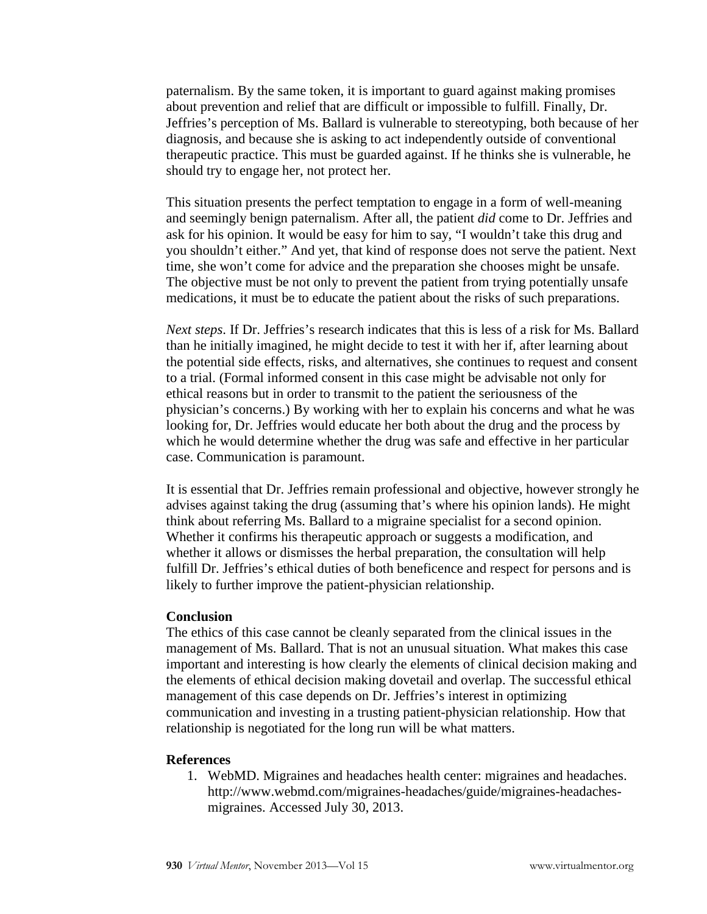paternalism. By the same token, it is important to guard against making promises about prevention and relief that are difficult or impossible to fulfill. Finally, Dr. Jeffries's perception of Ms. Ballard is vulnerable to stereotyping, both because of her diagnosis, and because she is asking to act independently outside of conventional therapeutic practice. This must be guarded against. If he thinks she is vulnerable, he should try to engage her, not protect her.

This situation presents the perfect temptation to engage in a form of well-meaning and seemingly benign paternalism. After all, the patient *did* come to Dr. Jeffries and ask for his opinion. It would be easy for him to say, "I wouldn't take this drug and you shouldn't either." And yet, that kind of response does not serve the patient. Next time, she won't come for advice and the preparation she chooses might be unsafe. The objective must be not only to prevent the patient from trying potentially unsafe medications, it must be to educate the patient about the risks of such preparations.

*Next steps*. If Dr. Jeffries's research indicates that this is less of a risk for Ms. Ballard than he initially imagined, he might decide to test it with her if, after learning about the potential side effects, risks, and alternatives, she continues to request and consent to a trial. (Formal informed consent in this case might be advisable not only for ethical reasons but in order to transmit to the patient the seriousness of the physician's concerns.) By working with her to explain his concerns and what he was looking for, Dr. Jeffries would educate her both about the drug and the process by which he would determine whether the drug was safe and effective in her particular case. Communication is paramount.

It is essential that Dr. Jeffries remain professional and objective, however strongly he advises against taking the drug (assuming that's where his opinion lands). He might think about referring Ms. Ballard to a migraine specialist for a second opinion. Whether it confirms his therapeutic approach or suggests a modification, and whether it allows or dismisses the herbal preparation, the consultation will help fulfill Dr. Jeffries's ethical duties of both beneficence and respect for persons and is likely to further improve the patient-physician relationship.

**Conclusion**

The ethics of this case cannot be cleanly separated from the clinical issues in the management of Ms. Ballard. That is not an unusual situation. What makes this case important and interesting is how clearly the elements of clinical decision making and the elements of ethical decision making dovetail and overlap. The successful ethical management of this case depends on Dr. Jeffries's interest in optimizing communication and investing in a trusting patient-physician relationship. How that relationship is negotiated for the long run will be what matters.

**References**

1. WebMD. Migraines and headaches health center: migraines and headaches. http://www.webmd.com/migraines-headaches/guide/migraines-headaches-migraines. Accessed July 30, 2013.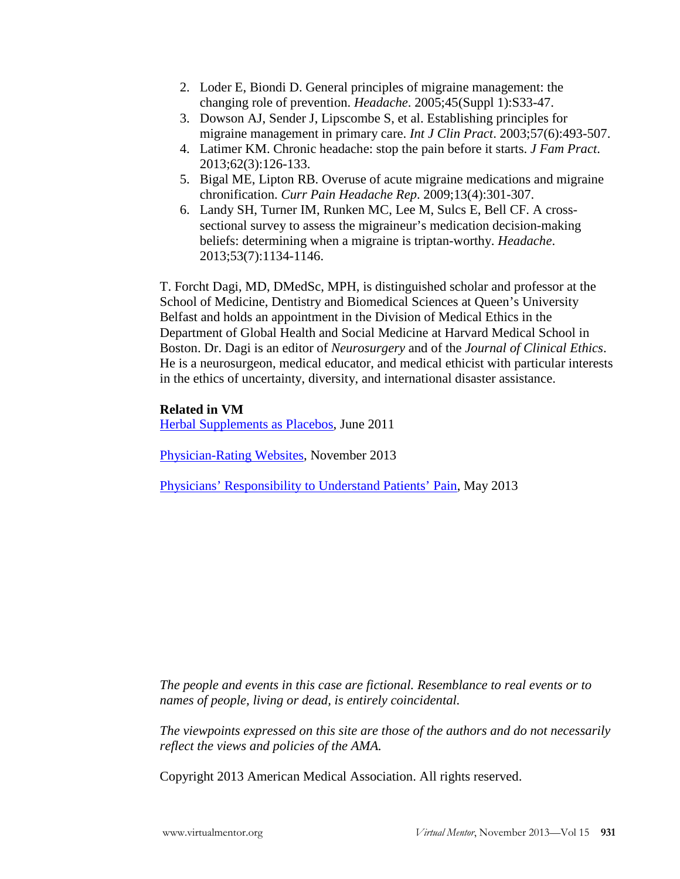2. Loder E, Biondi D. General principles of migraine management: the changing role of prevention. *Headache*. 2005;45(Suppl 1):S33-47.
3. Dowson AJ, Sender J, Lipscombe S, et al. Establishing principles for migraine management in primary care. *Int J Clin Pract*. 2003;57(6):493-507.
4. Latimer KM. Chronic headache: stop the pain before it starts. *J Fam Pract*. 2013;62(3):126-133.
5. Bigal ME, Lipton RB. Overuse of acute migraine medications and migraine chronification. *Curr Pain Headache Rep*. 2009;13(4):301-307.
6. Landy SH, Turner IM, Runken MC, Lee M, Sulcs E, Bell CF. A cross-sectional survey to assess the migraineur's medication decision-making beliefs: determining when a migraine is triptan-worthy. *Headache*. 2013;53(7):1134-1146.

T. Forcht Dagi, MD, DMedSc, MPH, is distinguished scholar and professor at the School of Medicine, Dentistry and Biomedical Sciences at Queen's University Belfast and holds an appointment in the Division of Medical Ethics in the Department of Global Health and Social Medicine at Harvard Medical School in Boston. Dr. Dagi is an editor of *Neurosurgery* and of the *Journal of Clinical Ethics*. He is a neurosurgeon, medical educator, and medical ethicist with particular interests in the ethics of uncertainty, diversity, and international disaster assistance.

**Related in VM**

Herbal Supplements as Placebos, June 2011

Physician-Rating Websites, November 2013

Physicians' Responsibility to Understand Patients' Pain, May 2013

*The people and events in this case are fictional. Resemblance to real events or to names of people, living or dead, is entirely coincidental.*

*The viewpoints expressed on this site are those of the authors and do not necessarily reflect the views and policies of the AMA.*

Copyright 2013 American Medical Association. All rights reserved.